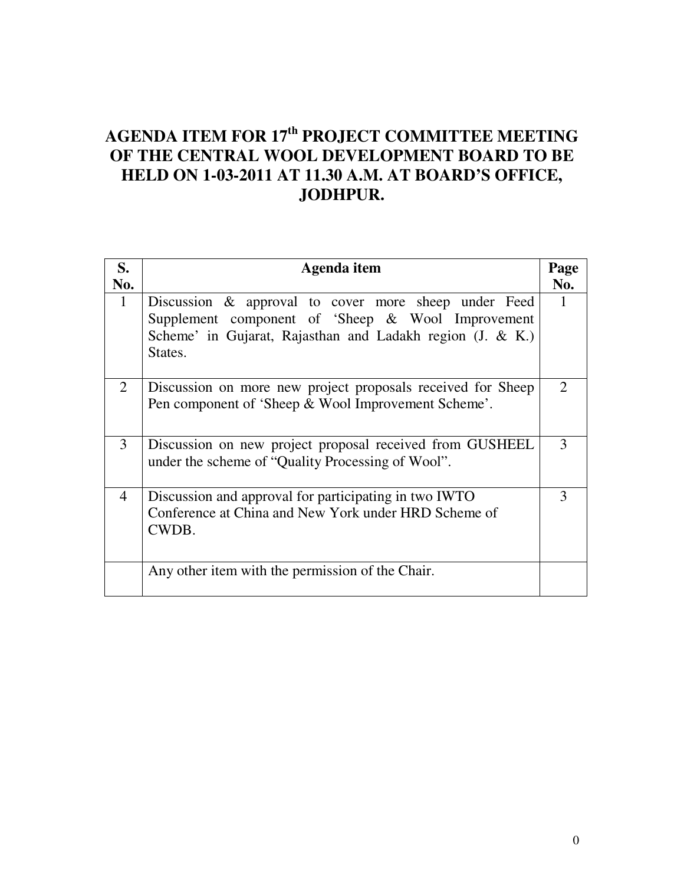# AGENDA ITEM FOR 17th PROJECT COMMITTEE MEETING OF THE CENTRAL WOOL DEVELOPMENT BOARD TO BE HELD ON 1-03-2011 AT 11.30 A.M. AT BOARD'S OFFICE, JODHPUR.

| S. No. | Agenda item | Page No. |
|---|---|---|
| 1 | Discussion & approval to cover more sheep under Feed Supplement component of 'Sheep & Wool Improvement Scheme' in Gujarat, Rajasthan and Ladakh region (J. & K.) States. | 1 |
| 2 | Discussion on more new project proposals received for Sheep Pen component of 'Sheep & Wool Improvement Scheme'. | 2 |
| 3 | Discussion on new project proposal received from GUSHEEL under the scheme of "Quality Processing of Wool". | 3 |
| 4 | Discussion and approval for participating in two IWTO Conference at China and New York under HRD Scheme of CWDB. | 3 |
| | Any other item with the permission of the Chair. | |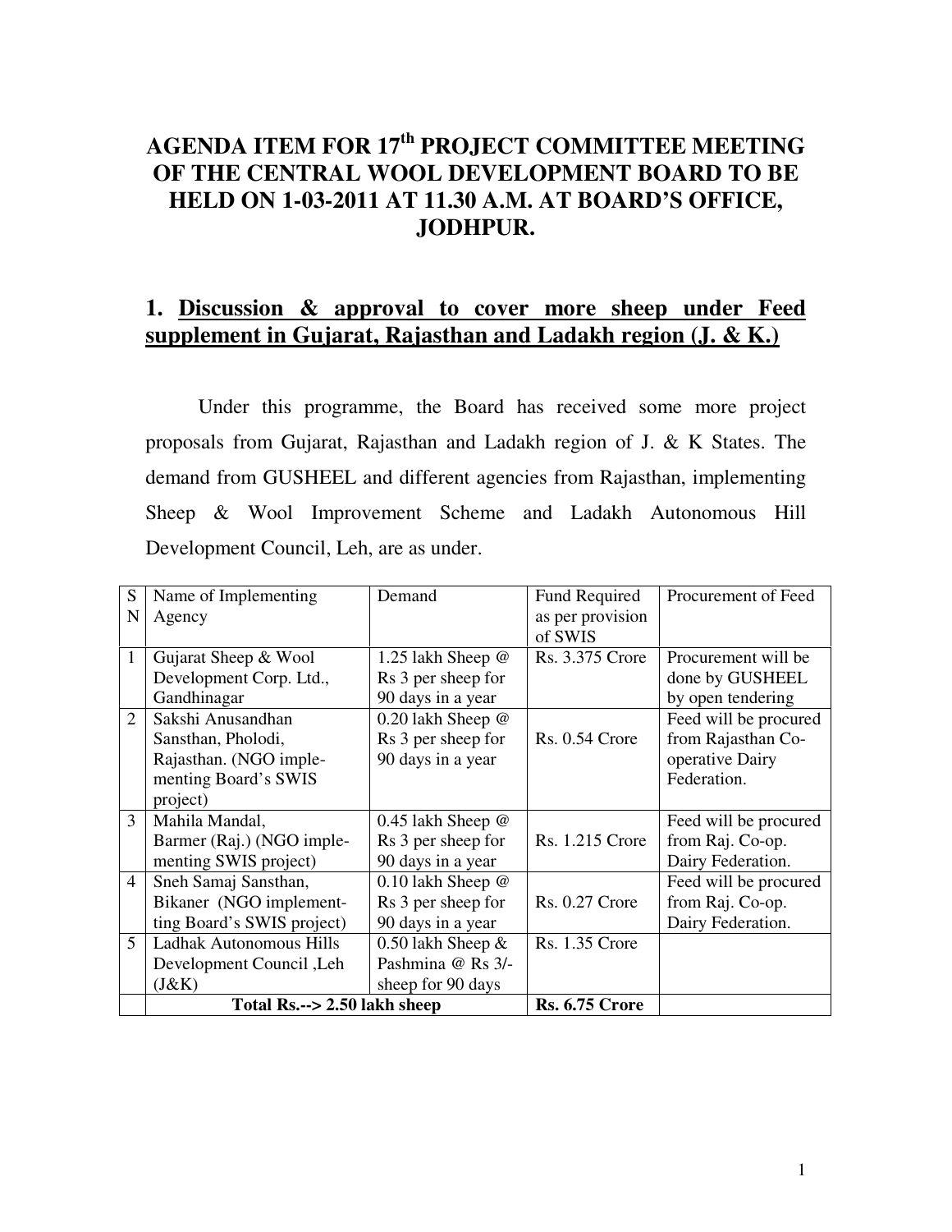# AGENDA ITEM FOR 17th PROJECT COMMITTEE MEETING OF THE CENTRAL WOOL DEVELOPMENT BOARD TO BE HELD ON 1-03-2011 AT 11.30 A.M. AT BOARD'S OFFICE, JODHPUR.

## 1. Discussion & approval to cover more sheep under Feed supplement in Gujarat, Rajasthan and Ladakh region (J. & K.)

Under this programme, the Board has received some more project proposals from Gujarat, Rajasthan and Ladakh region of J. & K States. The demand from GUSHEEL and different agencies from Rajasthan, implementing Sheep & Wool Improvement Scheme and Ladakh Autonomous Hill Development Council, Leh, are as under.

| SN | Name of Implementing Agency | Demand | Fund Required as per provision of SWIS | Procurement of Feed |
|---|---|---|---|---|
| 1 | Gujarat Sheep & Wool Development Corp. Ltd., Gandhinagar | 1.25 lakh Sheep @ Rs 3 per sheep for 90 days in a year | Rs. 3.375 Crore | Procurement will be done by GUSHEEL by open tendering |
| 2 | Sakshi Anusandhan Sansthan, Pholodi, Rajasthan. (NGO implementing Board's SWIS project) | 0.20 lakh Sheep @ Rs 3 per sheep for 90 days in a year | Rs. 0.54 Crore | Feed will be procured from Rajasthan Co-operative Dairy Federation. |
| 3 | Mahila Mandal, Barmer (Raj.) (NGO implementing SWIS project) | 0.45 lakh Sheep @ Rs 3 per sheep for 90 days in a year | Rs. 1.215 Crore | Feed will be procured from Raj. Co-op. Dairy Federation. |
| 4 | Sneh Samaj Sansthan, Bikaner (NGO implementing Board's SWIS project) | 0.10 lakh Sheep @ Rs 3 per sheep for 90 days in a year | Rs. 0.27 Crore | Feed will be procured from Raj. Co-op. Dairy Federation. |
| 5 | Ladhak Autonomous Hills Development Council ,Leh (J&K) | 0.50 lakh Sheep & Pashmina @ Rs 3/- sheep for 90 days | Rs. 1.35 Crore | |
| | **Total Rs.--> 2.50 lakh sheep** | | **Rs. 6.75 Crore** | |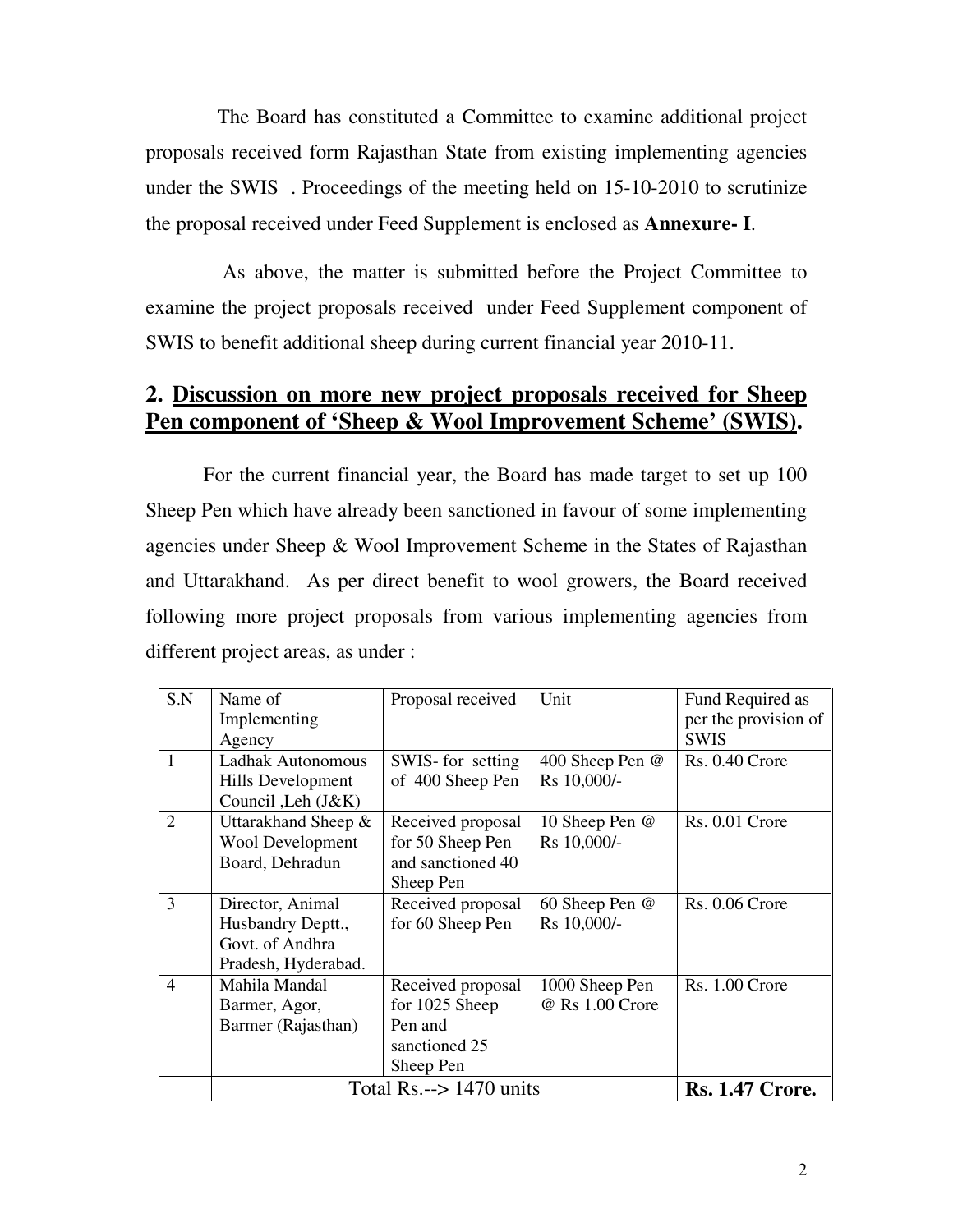The Board has constituted a Committee to examine additional project proposals received form Rajasthan State from existing implementing agencies under the SWIS . Proceedings of the meeting held on 15-10-2010 to scrutinize the proposal received under Feed Supplement is enclosed as **Annexure- I**.

As above, the matter is submitted before the Project Committee to examine the project proposals received under Feed Supplement component of SWIS to benefit additional sheep during current financial year 2010-11.

## 2. Discussion on more new project proposals received for Sheep Pen component of 'Sheep & Wool Improvement Scheme' (SWIS).

For the current financial year, the Board has made target to set up 100 Sheep Pen which have already been sanctioned in favour of some implementing agencies under Sheep & Wool Improvement Scheme in the States of Rajasthan and Uttarakhand. As per direct benefit to wool growers, the Board received following more project proposals from various implementing agencies from different project areas, as under :

| S.N | Name of Implementing Agency | Proposal received | Unit | Fund Required as per the provision of SWIS |
|---|---|---|---|---|
| 1 | Ladhak Autonomous Hills Development Council ,Leh (J&K) | SWIS- for setting of 400 Sheep Pen | 400 Sheep Pen @ Rs 10,000/- | Rs. 0.40 Crore |
| 2 | Uttarakhand Sheep & Wool Development Board, Dehradun | Received proposal for 50 Sheep Pen and sanctioned 40 Sheep Pen | 10 Sheep Pen @ Rs 10,000/- | Rs. 0.01 Crore |
| 3 | Director, Animal Husbandry Deptt., Govt. of Andhra Pradesh, Hyderabad. | Received proposal for 60 Sheep Pen | 60 Sheep Pen @ Rs 10,000/- | Rs. 0.06 Crore |
| 4 | Mahila Mandal Barmer, Agor, Barmer (Rajasthan) | Received proposal for 1025 Sheep Pen and sanctioned 25 Sheep Pen | 1000 Sheep Pen @ Rs 1.00 Crore | Rs. 1.00 Crore |
| | Total Rs.--> 1470 units | | | **Rs. 1.47 Crore.** |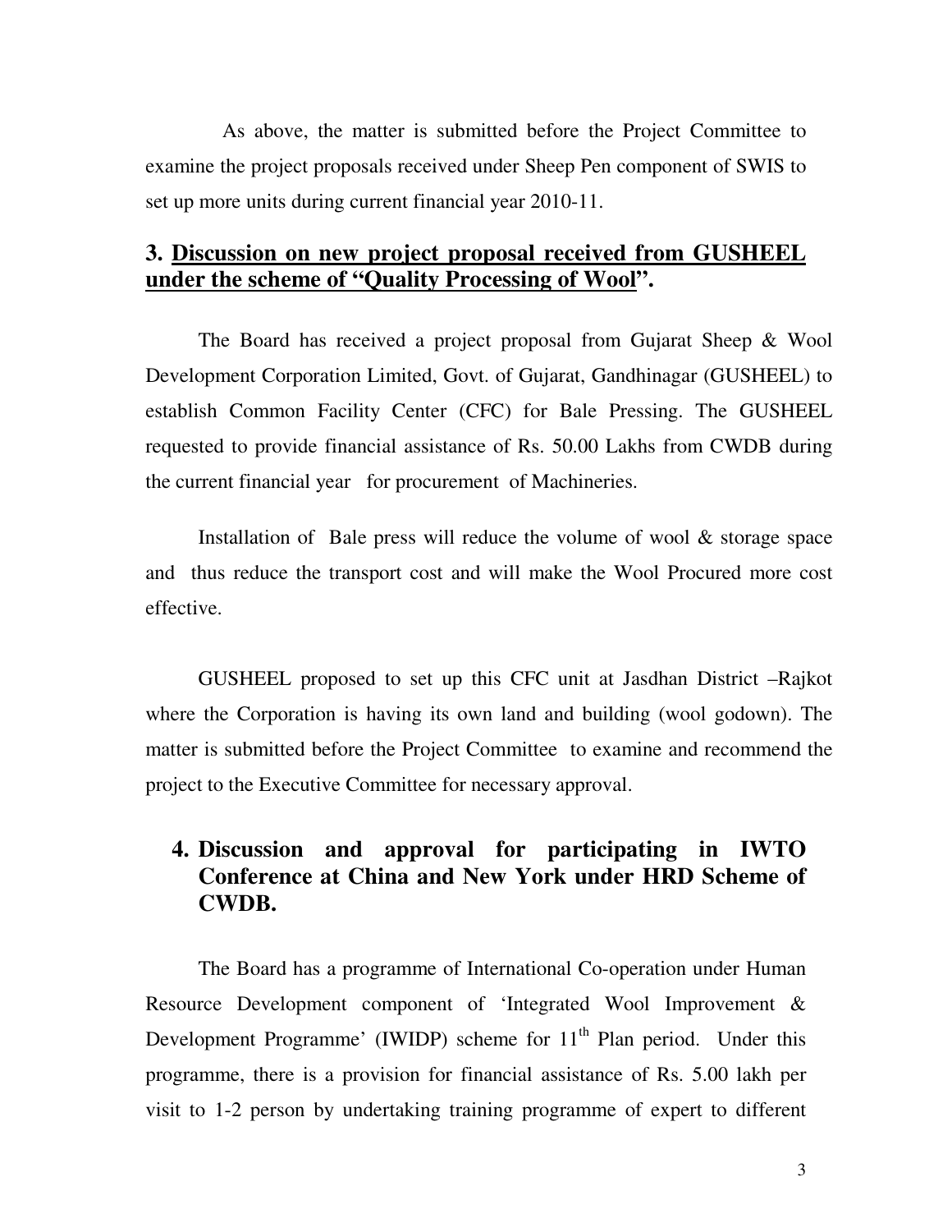As above, the matter is submitted before the Project Committee to examine the project proposals received under Sheep Pen component of SWIS to set up more units during current financial year 2010-11.

### 3. <u>Discussion on new project proposal received from GUSHEEL under the scheme of "Quality Processing of Wool</u>".

The Board has received a project proposal from Gujarat Sheep & Wool Development Corporation Limited, Govt. of Gujarat, Gandhinagar (GUSHEEL) to establish Common Facility Center (CFC) for Bale Pressing. The GUSHEEL requested to provide financial assistance of Rs. 50.00 Lakhs from CWDB during the current financial year for procurement of Machineries.

Installation of Bale press will reduce the volume of wool & storage space and thus reduce the transport cost and will make the Wool Procured more cost effective.

GUSHEEL proposed to set up this CFC unit at Jasdhan District –Rajkot where the Corporation is having its own land and building (wool godown). The matter is submitted before the Project Committee to examine and recommend the project to the Executive Committee for necessary approval.

### 4. Discussion and approval for participating in IWTO Conference at China and New York under HRD Scheme of CWDB.

The Board has a programme of International Co-operation under Human Resource Development component of 'Integrated Wool Improvement & Development Programme' (IWIDP) scheme for 11th Plan period. Under this programme, there is a provision for financial assistance of Rs. 5.00 lakh per visit to 1-2 person by undertaking training programme of expert to different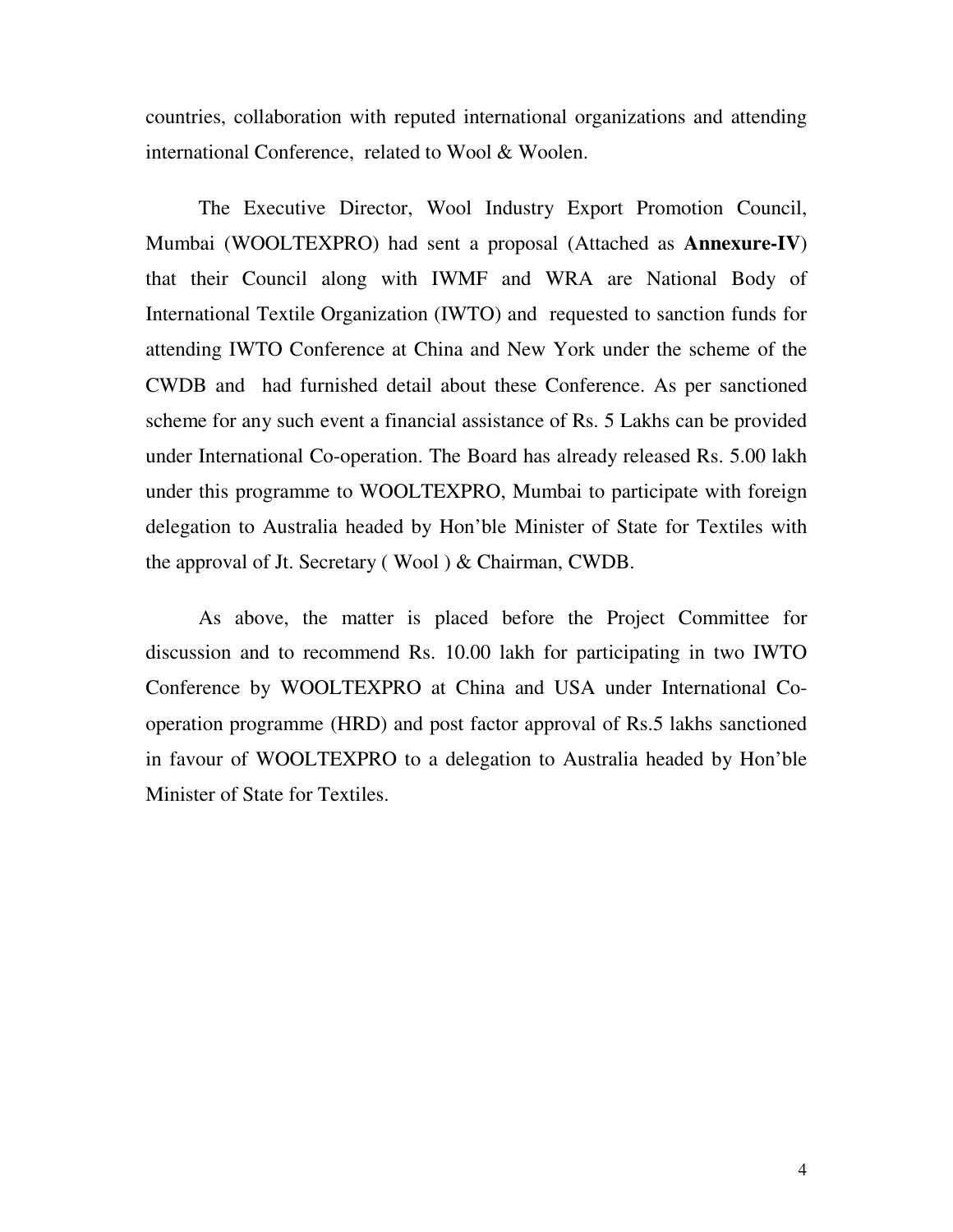countries, collaboration with reputed international organizations and attending international Conference, related to Wool & Woolen.

The Executive Director, Wool Industry Export Promotion Council, Mumbai (WOOLTEXPRO) had sent a proposal (Attached as **Annexure-IV**) that their Council along with IWMF and WRA are National Body of International Textile Organization (IWTO) and requested to sanction funds for attending IWTO Conference at China and New York under the scheme of the CWDB and had furnished detail about these Conference. As per sanctioned scheme for any such event a financial assistance of Rs. 5 Lakhs can be provided under International Co-operation. The Board has already released Rs. 5.00 lakh under this programme to WOOLTEXPRO, Mumbai to participate with foreign delegation to Australia headed by Hon'ble Minister of State for Textiles with the approval of Jt. Secretary ( Wool ) & Chairman, CWDB.

As above, the matter is placed before the Project Committee for discussion and to recommend Rs. 10.00 lakh for participating in two IWTO Conference by WOOLTEXPRO at China and USA under International Co-operation programme (HRD) and post factor approval of Rs.5 lakhs sanctioned in favour of WOOLTEXPRO to a delegation to Australia headed by Hon'ble Minister of State for Textiles.